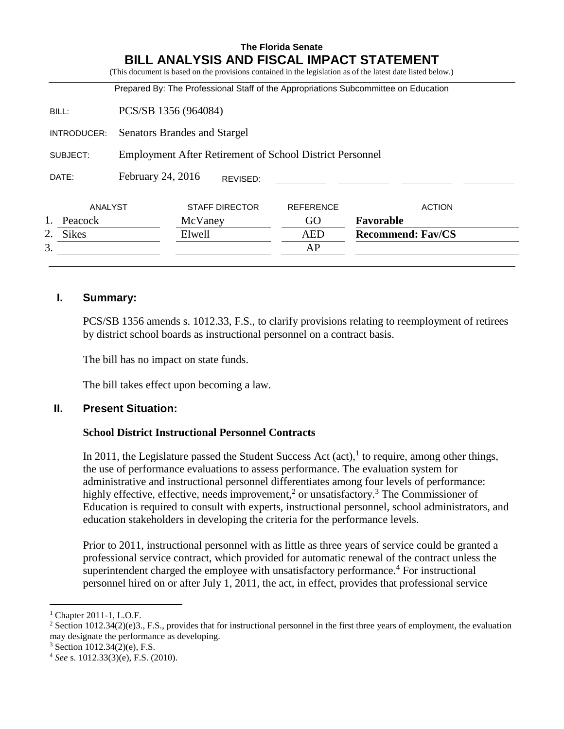**The Florida Senate**

# BILL ANALYSIS AND FISCAL IMPACT STATEMENT

(This document is based on the provisions contained in the legislation as of the latest date listed below.)

Prepared By: The Professional Staff of the Appropriations Subcommittee on Education

| | |
|---|---|
| BILL: | PCS/SB 1356 (964084) |
| INTRODUCER: | Senators Brandes and Stargel |
| SUBJECT: | Employment After Retirement of School District Personnel |
| DATE: | February 24, 2016 REVISED: |

| | ANALYST | STAFF DIRECTOR | REFERENCE | ACTION |
|---|---|---|---|---|
| 1. | Peacock | McVaney | GO | **Favorable** |
| 2. | Sikes | Elwell | AED | **Recommend: Fav/CS** |
| 3. | | | AP | |

## I. Summary:

PCS/SB 1356 amends s. 1012.33, F.S., to clarify provisions relating to reemployment of retirees by district school boards as instructional personnel on a contract basis.

The bill has no impact on state funds.

The bill takes effect upon becoming a law.

## II. Present Situation:

### School District Instructional Personnel Contracts

In 2011, the Legislature passed the Student Success Act (act),[1] to require, among other things, the use of performance evaluations to assess performance. The evaluation system for administrative and instructional personnel differentiates among four levels of performance: highly effective, effective, needs improvement,[2] or unsatisfactory.[3] The Commissioner of Education is required to consult with experts, instructional personnel, school administrators, and education stakeholders in developing the criteria for the performance levels.

Prior to 2011, instructional personnel with as little as three years of service could be granted a professional service contract, which provided for automatic renewal of the contract unless the superintendent charged the employee with unsatisfactory performance.[4] For instructional personnel hired on or after July 1, 2011, the act, in effect, provides that professional service

---

[1] Chapter 2011-1, L.O.F.

[2] Section 1012.34(2)(e)3., F.S., provides that for instructional personnel in the first three years of employment, the evaluation may designate the performance as developing.

[3] Section 1012.34(2)(e), F.S.

[4] *See* s. 1012.33(3)(e), F.S. (2010).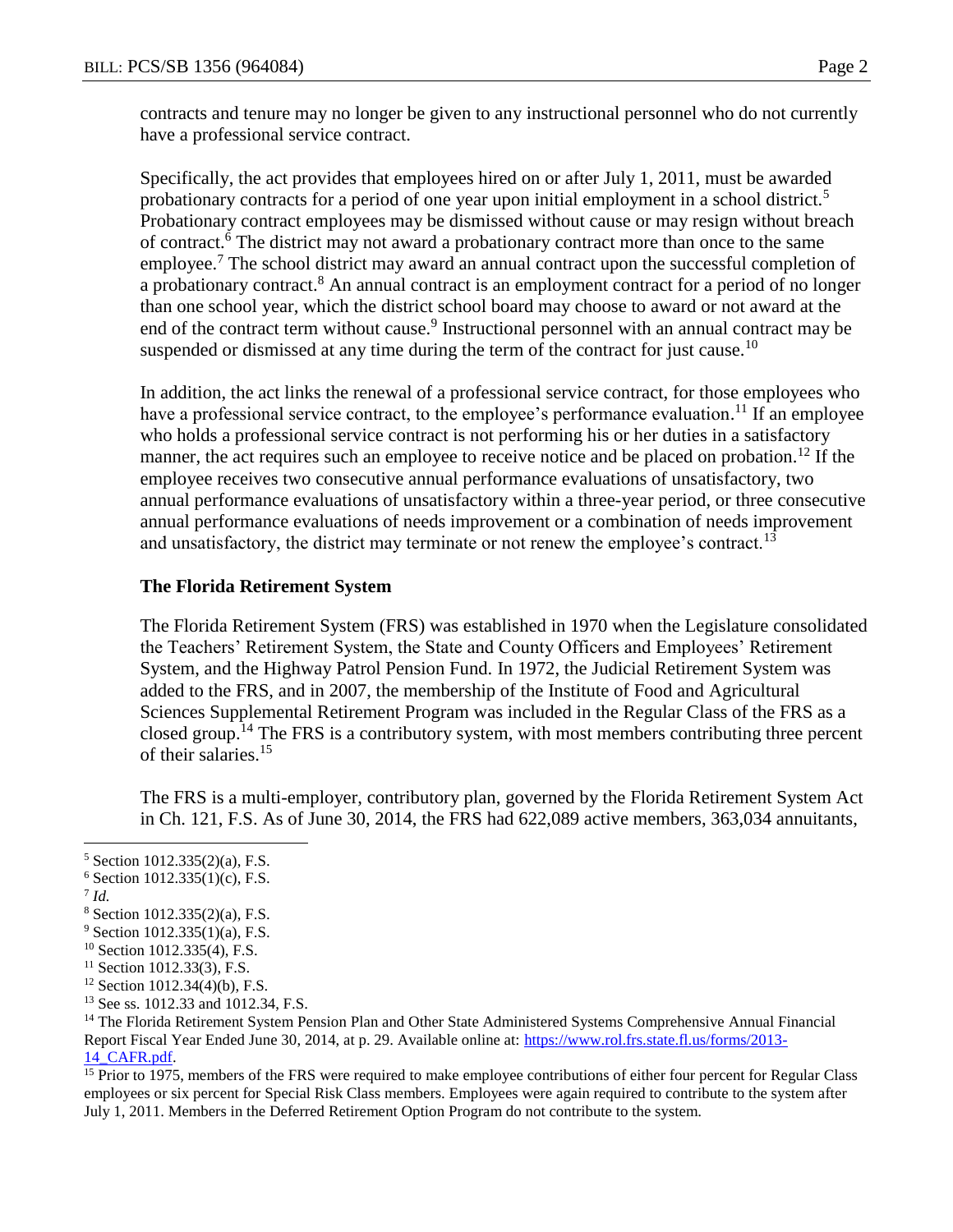contracts and tenure may no longer be given to any instructional personnel who do not currently have a professional service contract.

Specifically, the act provides that employees hired on or after July 1, 2011, must be awarded probationary contracts for a period of one year upon initial employment in a school district.[5] Probationary contract employees may be dismissed without cause or may resign without breach of contract.[6] The district may not award a probationary contract more than once to the same employee.[7] The school district may award an annual contract upon the successful completion of a probationary contract.[8] An annual contract is an employment contract for a period of no longer than one school year, which the district school board may choose to award or not award at the end of the contract term without cause.[9] Instructional personnel with an annual contract may be suspended or dismissed at any time during the term of the contract for just cause.[10]

In addition, the act links the renewal of a professional service contract, for those employees who have a professional service contract, to the employee's performance evaluation.[11] If an employee who holds a professional service contract is not performing his or her duties in a satisfactory manner, the act requires such an employee to receive notice and be placed on probation.[12] If the employee receives two consecutive annual performance evaluations of unsatisfactory, two annual performance evaluations of unsatisfactory within a three-year period, or three consecutive annual performance evaluations of needs improvement or a combination of needs improvement and unsatisfactory, the district may terminate or not renew the employee's contract.[13]

### The Florida Retirement System

The Florida Retirement System (FRS) was established in 1970 when the Legislature consolidated the Teachers' Retirement System, the State and County Officers and Employees' Retirement System, and the Highway Patrol Pension Fund. In 1972, the Judicial Retirement System was added to the FRS, and in 2007, the membership of the Institute of Food and Agricultural Sciences Supplemental Retirement Program was included in the Regular Class of the FRS as a closed group.[14] The FRS is a contributory system, with most members contributing three percent of their salaries.[15]

The FRS is a multi-employer, contributory plan, governed by the Florida Retirement System Act in Ch. 121, F.S. As of June 30, 2014, the FRS had 622,089 active members, 363,034 annuitants,

---

[5] Section 1012.335(2)(a), F.S.

[6] Section 1012.335(1)(c), F.S.

[7] *Id.*

[8] Section 1012.335(2)(a), F.S.

[9] Section 1012.335(1)(a), F.S.

[10] Section 1012.335(4), F.S.

[11] Section 1012.33(3), F.S.

[12] Section 1012.34(4)(b), F.S.

[13] See ss. 1012.33 and 1012.34, F.S.

[14] The Florida Retirement System Pension Plan and Other State Administered Systems Comprehensive Annual Financial Report Fiscal Year Ended June 30, 2014, at p. 29. Available online at: https://www.rol.frs.state.fl.us/forms/2013-14_CAFR.pdf.

[15] Prior to 1975, members of the FRS were required to make employee contributions of either four percent for Regular Class employees or six percent for Special Risk Class members. Employees were again required to contribute to the system after July 1, 2011. Members in the Deferred Retirement Option Program do not contribute to the system.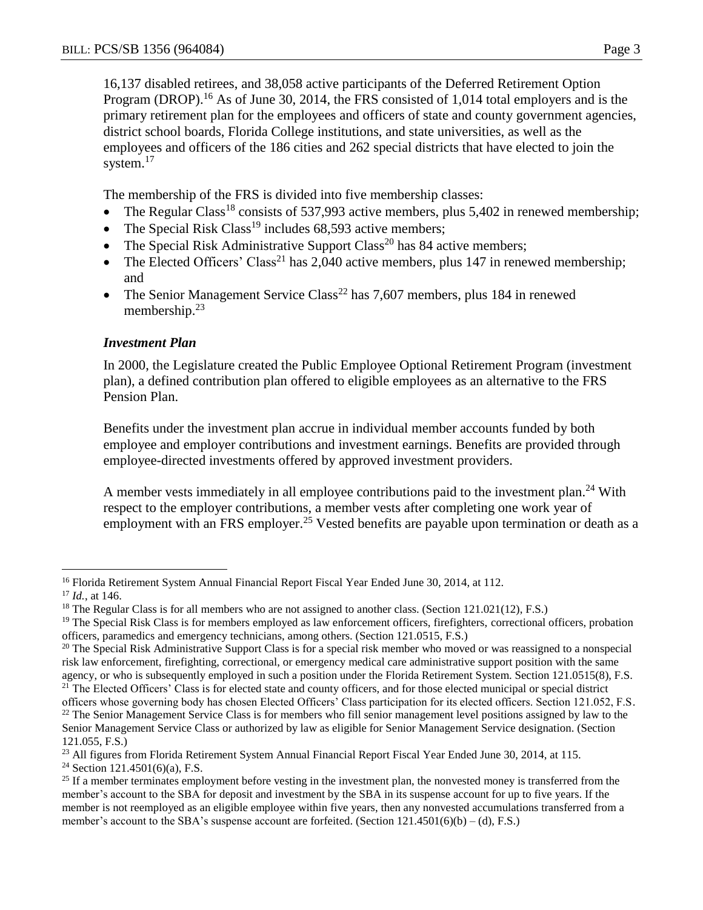16,137 disabled retirees, and 38,058 active participants of the Deferred Retirement Option Program (DROP).[16] As of June 30, 2014, the FRS consisted of 1,014 total employers and is the primary retirement plan for the employees and officers of state and county government agencies, district school boards, Florida College institutions, and state universities, as well as the employees and officers of the 186 cities and 262 special districts that have elected to join the system.[17]

The membership of the FRS is divided into five membership classes:

- The Regular Class[18] consists of 537,993 active members, plus 5,402 in renewed membership;
- The Special Risk Class[19] includes 68,593 active members;
- The Special Risk Administrative Support Class[20] has 84 active members;
- The Elected Officers' Class[21] has 2,040 active members, plus 147 in renewed membership; and
- The Senior Management Service Class[22] has 7,607 members, plus 184 in renewed membership.[23]

### *Investment Plan*

In 2000, the Legislature created the Public Employee Optional Retirement Program (investment plan), a defined contribution plan offered to eligible employees as an alternative to the FRS Pension Plan.

Benefits under the investment plan accrue in individual member accounts funded by both employee and employer contributions and investment earnings. Benefits are provided through employee-directed investments offered by approved investment providers.

A member vests immediately in all employee contributions paid to the investment plan.[24] With respect to the employer contributions, a member vests after completing one work year of employment with an FRS employer.[25] Vested benefits are payable upon termination or death as a

---

[16] Florida Retirement System Annual Financial Report Fiscal Year Ended June 30, 2014, at 112.

[17] *Id.*, at 146.

[18] The Regular Class is for all members who are not assigned to another class. (Section 121.021(12), F.S.)

[19] The Special Risk Class is for members employed as law enforcement officers, firefighters, correctional officers, probation officers, paramedics and emergency technicians, among others. (Section 121.0515, F.S.)

[20] The Special Risk Administrative Support Class is for a special risk member who moved or was reassigned to a nonspecial risk law enforcement, firefighting, correctional, or emergency medical care administrative support position with the same agency, or who is subsequently employed in such a position under the Florida Retirement System. Section 121.0515(8), F.S.

[21] The Elected Officers' Class is for elected state and county officers, and for those elected municipal or special district officers whose governing body has chosen Elected Officers' Class participation for its elected officers. Section 121.052, F.S.

[22] The Senior Management Service Class is for members who fill senior management level positions assigned by law to the Senior Management Service Class or authorized by law as eligible for Senior Management Service designation. (Section 121.055, F.S.)

[23] All figures from Florida Retirement System Annual Financial Report Fiscal Year Ended June 30, 2014, at 115.

[24] Section 121.4501(6)(a), F.S.

[25] If a member terminates employment before vesting in the investment plan, the nonvested money is transferred from the member's account to the SBA for deposit and investment by the SBA in its suspense account for up to five years. If the member is not reemployed as an eligible employee within five years, then any nonvested accumulations transferred from a member's account to the SBA's suspense account are forfeited. (Section 121.4501(6)(b) – (d), F.S.)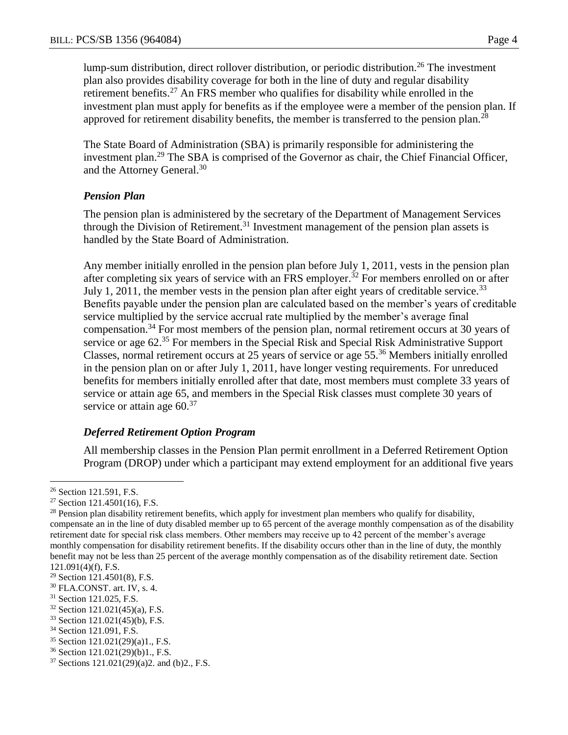lump-sum distribution, direct rollover distribution, or periodic distribution.[26] The investment plan also provides disability coverage for both in the line of duty and regular disability retirement benefits.[27] An FRS member who qualifies for disability while enrolled in the investment plan must apply for benefits as if the employee were a member of the pension plan. If approved for retirement disability benefits, the member is transferred to the pension plan.[28]

The State Board of Administration (SBA) is primarily responsible for administering the investment plan.[29] The SBA is comprised of the Governor as chair, the Chief Financial Officer, and the Attorney General.[30]

### *Pension Plan*

The pension plan is administered by the secretary of the Department of Management Services through the Division of Retirement.[31] Investment management of the pension plan assets is handled by the State Board of Administration.

Any member initially enrolled in the pension plan before July 1, 2011, vests in the pension plan after completing six years of service with an FRS employer.[32] For members enrolled on or after July 1, 2011, the member vests in the pension plan after eight years of creditable service.[33] Benefits payable under the pension plan are calculated based on the member's years of creditable service multiplied by the service accrual rate multiplied by the member's average final compensation.[34] For most members of the pension plan, normal retirement occurs at 30 years of service or age 62.[35] For members in the Special Risk and Special Risk Administrative Support Classes, normal retirement occurs at 25 years of service or age 55.[36] Members initially enrolled in the pension plan on or after July 1, 2011, have longer vesting requirements. For unreduced benefits for members initially enrolled after that date, most members must complete 33 years of service or attain age 65, and members in the Special Risk classes must complete 30 years of service or attain age 60.[37]

### *Deferred Retirement Option Program*

All membership classes in the Pension Plan permit enrollment in a Deferred Retirement Option Program (DROP) under which a participant may extend employment for an additional five years

---

[26] Section 121.591, F.S.

[27] Section 121.4501(16), F.S.

[28] Pension plan disability retirement benefits, which apply for investment plan members who qualify for disability, compensate an in the line of duty disabled member up to 65 percent of the average monthly compensation as of the disability retirement date for special risk class members. Other members may receive up to 42 percent of the member's average monthly compensation for disability retirement benefits. If the disability occurs other than in the line of duty, the monthly benefit may not be less than 25 percent of the average monthly compensation as of the disability retirement date. Section 121.091(4)(f), F.S.

[29] Section 121.4501(8), F.S.

[30] FLA.CONST. art. IV, s. 4.

[31] Section 121.025, F.S.

[32] Section 121.021(45)(a), F.S.

[33] Section 121.021(45)(b), F.S.

[34] Section 121.091, F.S.

[35] Section 121.021(29)(a)1., F.S.

[36] Section 121.021(29)(b)1., F.S.

[37] Sections 121.021(29)(a)2. and (b)2., F.S.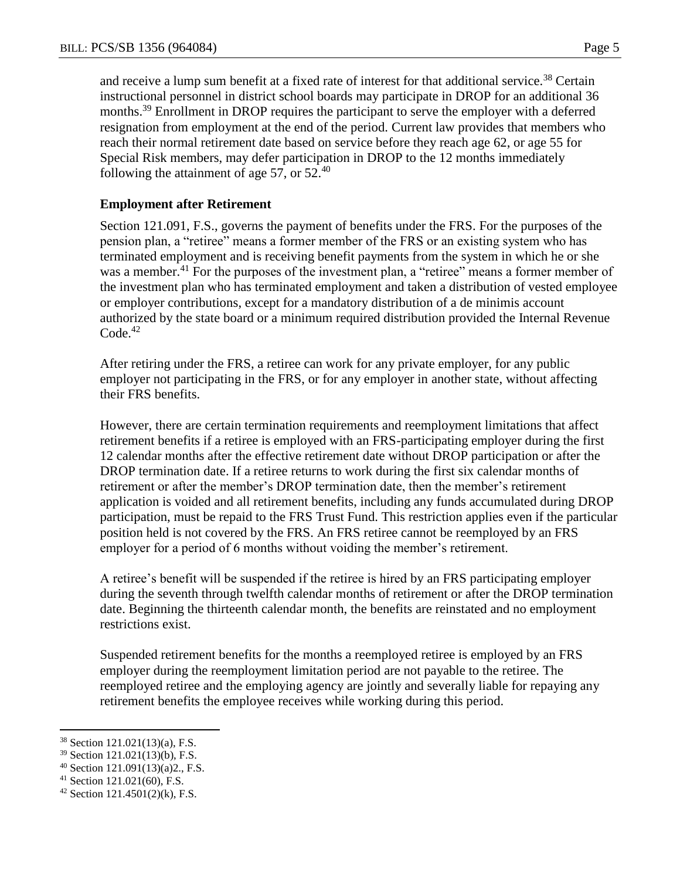and receive a lump sum benefit at a fixed rate of interest for that additional service.[38] Certain instructional personnel in district school boards may participate in DROP for an additional 36 months.[39] Enrollment in DROP requires the participant to serve the employer with a deferred resignation from employment at the end of the period. Current law provides that members who reach their normal retirement date based on service before they reach age 62, or age 55 for Special Risk members, may defer participation in DROP to the 12 months immediately following the attainment of age 57, or 52.[40]

**Employment after Retirement**

Section 121.091, F.S., governs the payment of benefits under the FRS. For the purposes of the pension plan, a "retiree" means a former member of the FRS or an existing system who has terminated employment and is receiving benefit payments from the system in which he or she was a member.[41] For the purposes of the investment plan, a "retiree" means a former member of the investment plan who has terminated employment and taken a distribution of vested employee or employer contributions, except for a mandatory distribution of a de minimis account authorized by the state board or a minimum required distribution provided the Internal Revenue Code.[42]

After retiring under the FRS, a retiree can work for any private employer, for any public employer not participating in the FRS, or for any employer in another state, without affecting their FRS benefits.

However, there are certain termination requirements and reemployment limitations that affect retirement benefits if a retiree is employed with an FRS-participating employer during the first 12 calendar months after the effective retirement date without DROP participation or after the DROP termination date. If a retiree returns to work during the first six calendar months of retirement or after the member's DROP termination date, then the member's retirement application is voided and all retirement benefits, including any funds accumulated during DROP participation, must be repaid to the FRS Trust Fund. This restriction applies even if the particular position held is not covered by the FRS. An FRS retiree cannot be reemployed by an FRS employer for a period of 6 months without voiding the member's retirement.

A retiree's benefit will be suspended if the retiree is hired by an FRS participating employer during the seventh through twelfth calendar months of retirement or after the DROP termination date. Beginning the thirteenth calendar month, the benefits are reinstated and no employment restrictions exist.

Suspended retirement benefits for the months a reemployed retiree is employed by an FRS employer during the reemployment limitation period are not payable to the retiree. The reemployed retiree and the employing agency are jointly and severally liable for repaying any retirement benefits the employee receives while working during this period.

---

[38] Section 121.021(13)(a), F.S.

[39] Section 121.021(13)(b), F.S.

[40] Section 121.091(13)(a)2., F.S.

[41] Section 121.021(60), F.S.

[42] Section 121.4501(2)(k), F.S.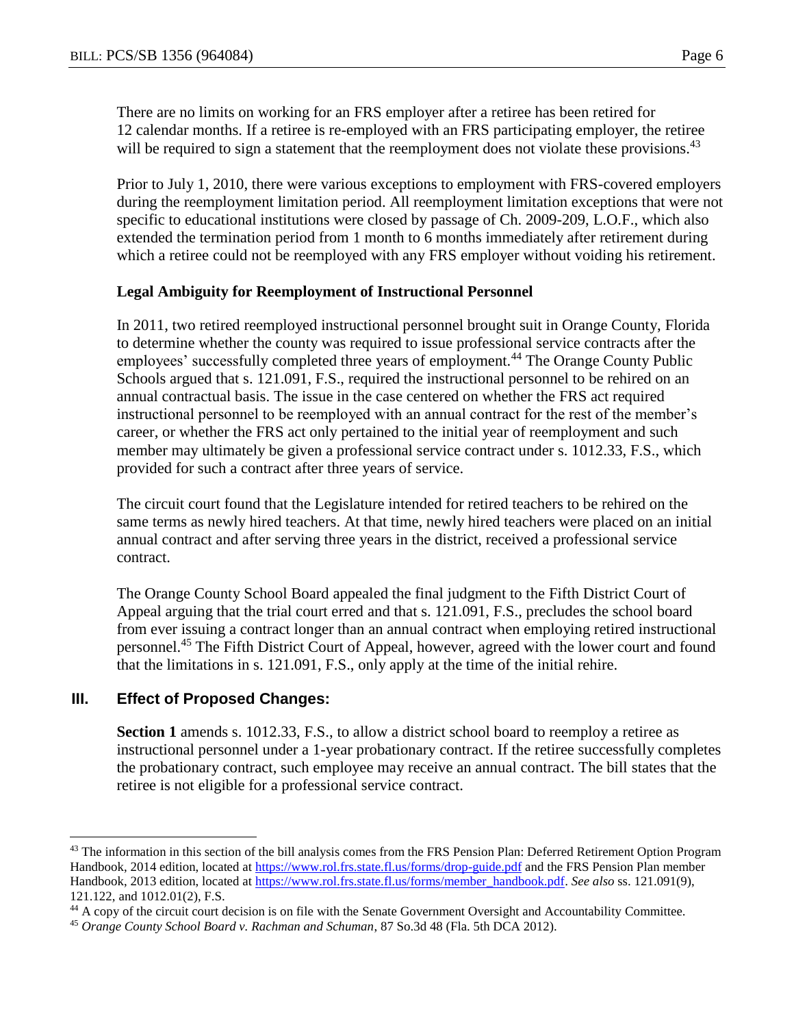There are no limits on working for an FRS employer after a retiree has been retired for 12 calendar months. If a retiree is re-employed with an FRS participating employer, the retiree will be required to sign a statement that the reemployment does not violate these provisions.[43]

Prior to July 1, 2010, there were various exceptions to employment with FRS-covered employers during the reemployment limitation period. All reemployment limitation exceptions that were not specific to educational institutions were closed by passage of Ch. 2009-209, L.O.F., which also extended the termination period from 1 month to 6 months immediately after retirement during which a retiree could not be reemployed with any FRS employer without voiding his retirement.

**Legal Ambiguity for Reemployment of Instructional Personnel**

In 2011, two retired reemployed instructional personnel brought suit in Orange County, Florida to determine whether the county was required to issue professional service contracts after the employees' successfully completed three years of employment.[44] The Orange County Public Schools argued that s. 121.091, F.S., required the instructional personnel to be rehired on an annual contractual basis. The issue in the case centered on whether the FRS act required instructional personnel to be reemployed with an annual contract for the rest of the member's career, or whether the FRS act only pertained to the initial year of reemployment and such member may ultimately be given a professional service contract under s. 1012.33, F.S., which provided for such a contract after three years of service.

The circuit court found that the Legislature intended for retired teachers to be rehired on the same terms as newly hired teachers. At that time, newly hired teachers were placed on an initial annual contract and after serving three years in the district, received a professional service contract.

The Orange County School Board appealed the final judgment to the Fifth District Court of Appeal arguing that the trial court erred and that s. 121.091, F.S., precludes the school board from ever issuing a contract longer than an annual contract when employing retired instructional personnel.[45] The Fifth District Court of Appeal, however, agreed with the lower court and found that the limitations in s. 121.091, F.S., only apply at the time of the initial rehire.

## III. Effect of Proposed Changes:

**Section 1** amends s. 1012.33, F.S., to allow a district school board to reemploy a retiree as instructional personnel under a 1-year probationary contract. If the retiree successfully completes the probationary contract, such employee may receive an annual contract. The bill states that the retiree is not eligible for a professional service contract.

---

[43] The information in this section of the bill analysis comes from the FRS Pension Plan: Deferred Retirement Option Program Handbook, 2014 edition, located at https://www.rol.frs.state.fl.us/forms/drop-guide.pdf and the FRS Pension Plan member Handbook, 2013 edition, located at https://www.rol.frs.state.fl.us/forms/member_handbook.pdf. *See also* ss. 121.091(9), 121.122, and 1012.01(2), F.S.

[44] A copy of the circuit court decision is on file with the Senate Government Oversight and Accountability Committee.

[45] *Orange County School Board v. Rachman and Schuman*, 87 So.3d 48 (Fla. 5th DCA 2012).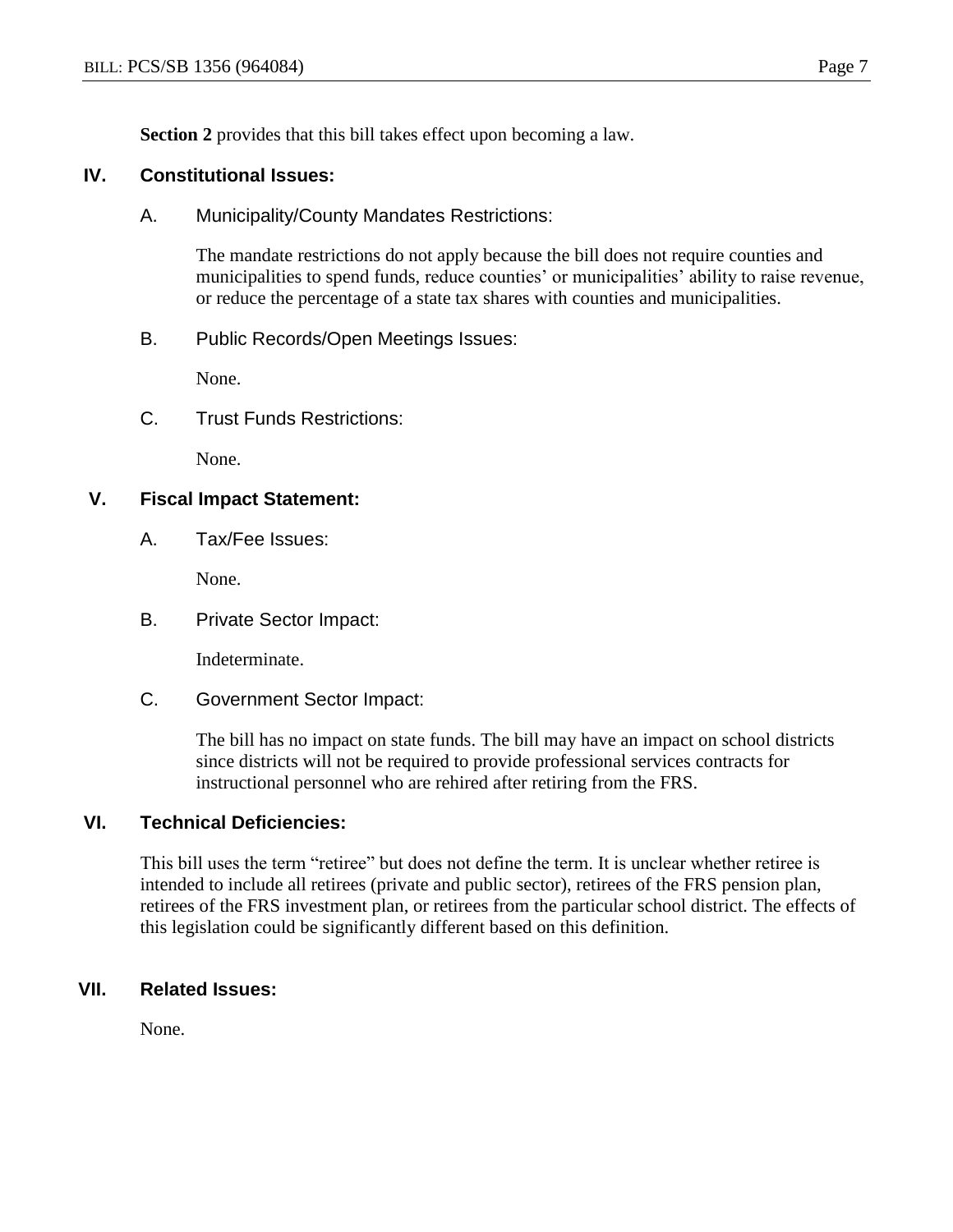**Section 2** provides that this bill takes effect upon becoming a law.

## IV. Constitutional Issues:

### A. Municipality/County Mandates Restrictions:

The mandate restrictions do not apply because the bill does not require counties and municipalities to spend funds, reduce counties' or municipalities' ability to raise revenue, or reduce the percentage of a state tax shares with counties and municipalities.

### B. Public Records/Open Meetings Issues:

None.

### C. Trust Funds Restrictions:

None.

## V. Fiscal Impact Statement:

### A. Tax/Fee Issues:

None.

### B. Private Sector Impact:

Indeterminate.

### C. Government Sector Impact:

The bill has no impact on state funds. The bill may have an impact on school districts since districts will not be required to provide professional services contracts for instructional personnel who are rehired after retiring from the FRS.

## VI. Technical Deficiencies:

This bill uses the term "retiree" but does not define the term. It is unclear whether retiree is intended to include all retirees (private and public sector), retirees of the FRS pension plan, retirees of the FRS investment plan, or retirees from the particular school district. The effects of this legislation could be significantly different based on this definition.

## VII. Related Issues:

None.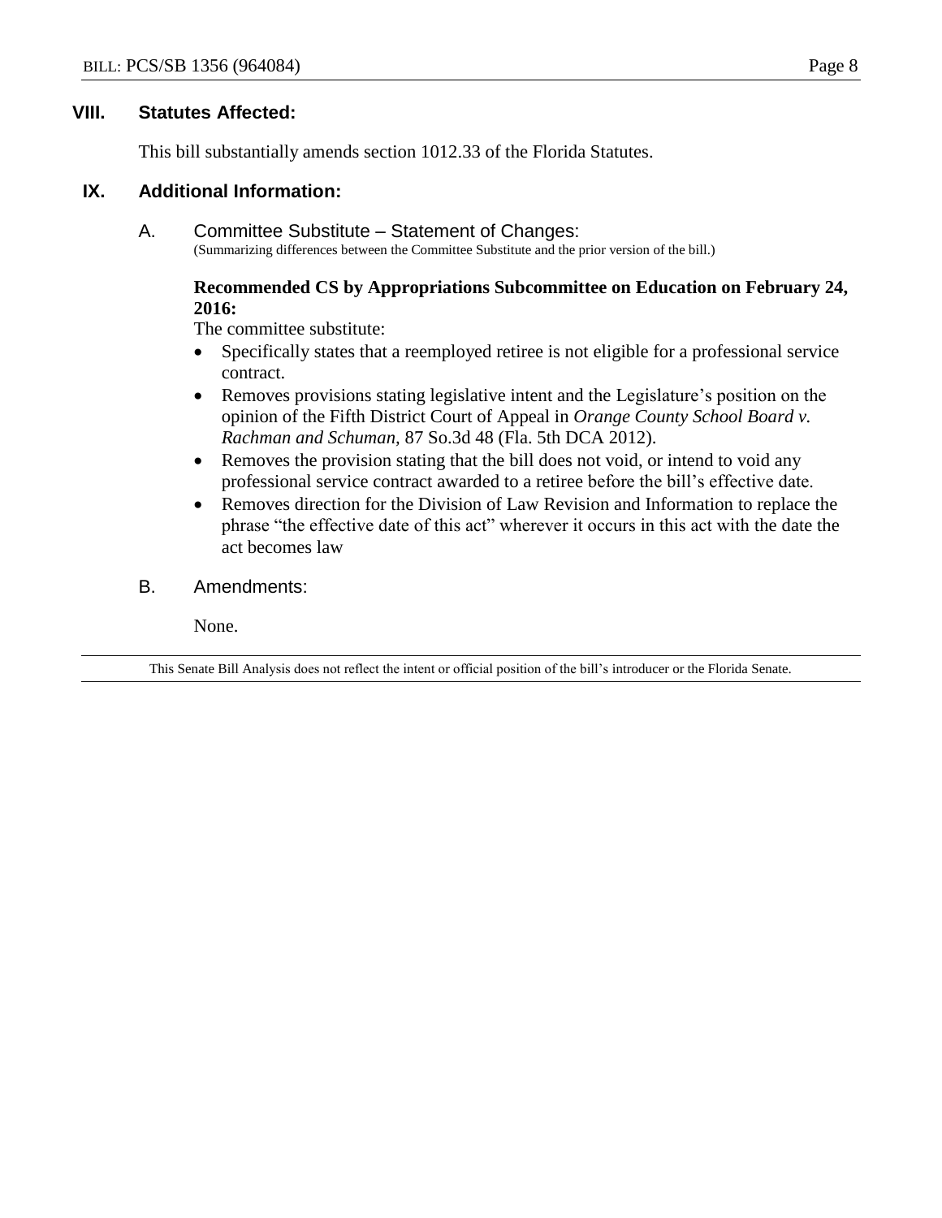## VIII. Statutes Affected:

This bill substantially amends section 1012.33 of the Florida Statutes.

## IX. Additional Information:

### A. Committee Substitute – Statement of Changes:

(Summarizing differences between the Committee Substitute and the prior version of the bill.)

**Recommended CS by Appropriations Subcommittee on Education on February 24, 2016:**

The committee substitute:

- Specifically states that a reemployed retiree is not eligible for a professional service contract.
- Removes provisions stating legislative intent and the Legislature's position on the opinion of the Fifth District Court of Appeal in *Orange County School Board v. Rachman and Schuman,* 87 So.3d 48 (Fla. 5th DCA 2012).
- Removes the provision stating that the bill does not void, or intend to void any professional service contract awarded to a retiree before the bill's effective date.
- Removes direction for the Division of Law Revision and Information to replace the phrase "the effective date of this act" wherever it occurs in this act with the date the act becomes law

### B. Amendments:

None.

---

This Senate Bill Analysis does not reflect the intent or official position of the bill's introducer or the Florida Senate.